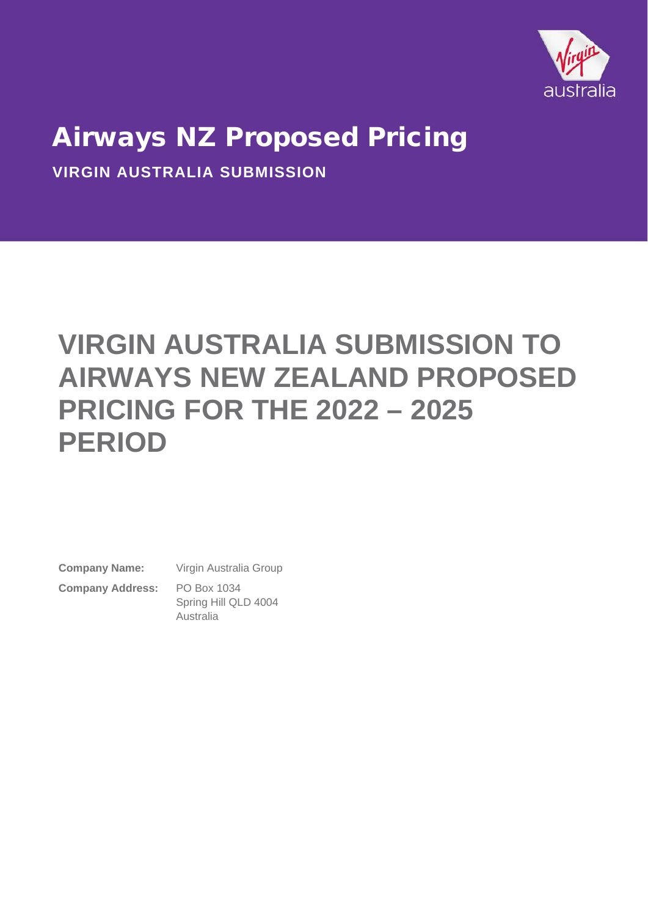# Airways NZ Proposed Pricing

**VIRGIN AUSTRALIA SUBMISSION**

# VIRGIN AUSTRALIA SUBMISSION TO AIRWAYS NEW ZEALAND PROPOSED PRICING FOR THE 2022 – 2025 PERIOD

**Company Name:** Virgin Australia Group

**Company Address:** PO Box 1034
Spring Hill QLD 4004
Australia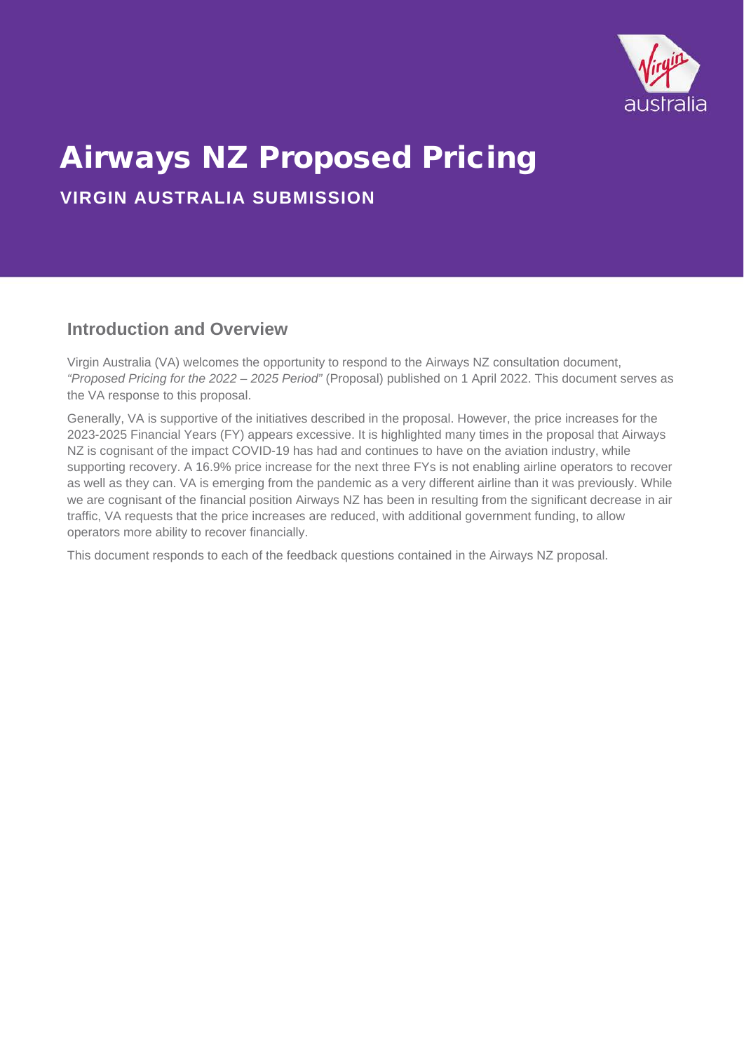# Airways NZ Proposed Pricing

**VIRGIN AUSTRALIA SUBMISSION**

## Introduction and Overview

Virgin Australia (VA) welcomes the opportunity to respond to the Airways NZ consultation document, *"Proposed Pricing for the 2022 – 2025 Period"* (Proposal) published on 1 April 2022. This document serves as the VA response to this proposal.

Generally, VA is supportive of the initiatives described in the proposal. However, the price increases for the 2023-2025 Financial Years (FY) appears excessive. It is highlighted many times in the proposal that Airways NZ is cognisant of the impact COVID-19 has had and continues to have on the aviation industry, while supporting recovery. A 16.9% price increase for the next three FYs is not enabling airline operators to recover as well as they can. VA is emerging from the pandemic as a very different airline than it was previously. While we are cognisant of the financial position Airways NZ has been in resulting from the significant decrease in air traffic, VA requests that the price increases are reduced, with additional government funding, to allow operators more ability to recover financially.

This document responds to each of the feedback questions contained in the Airways NZ proposal.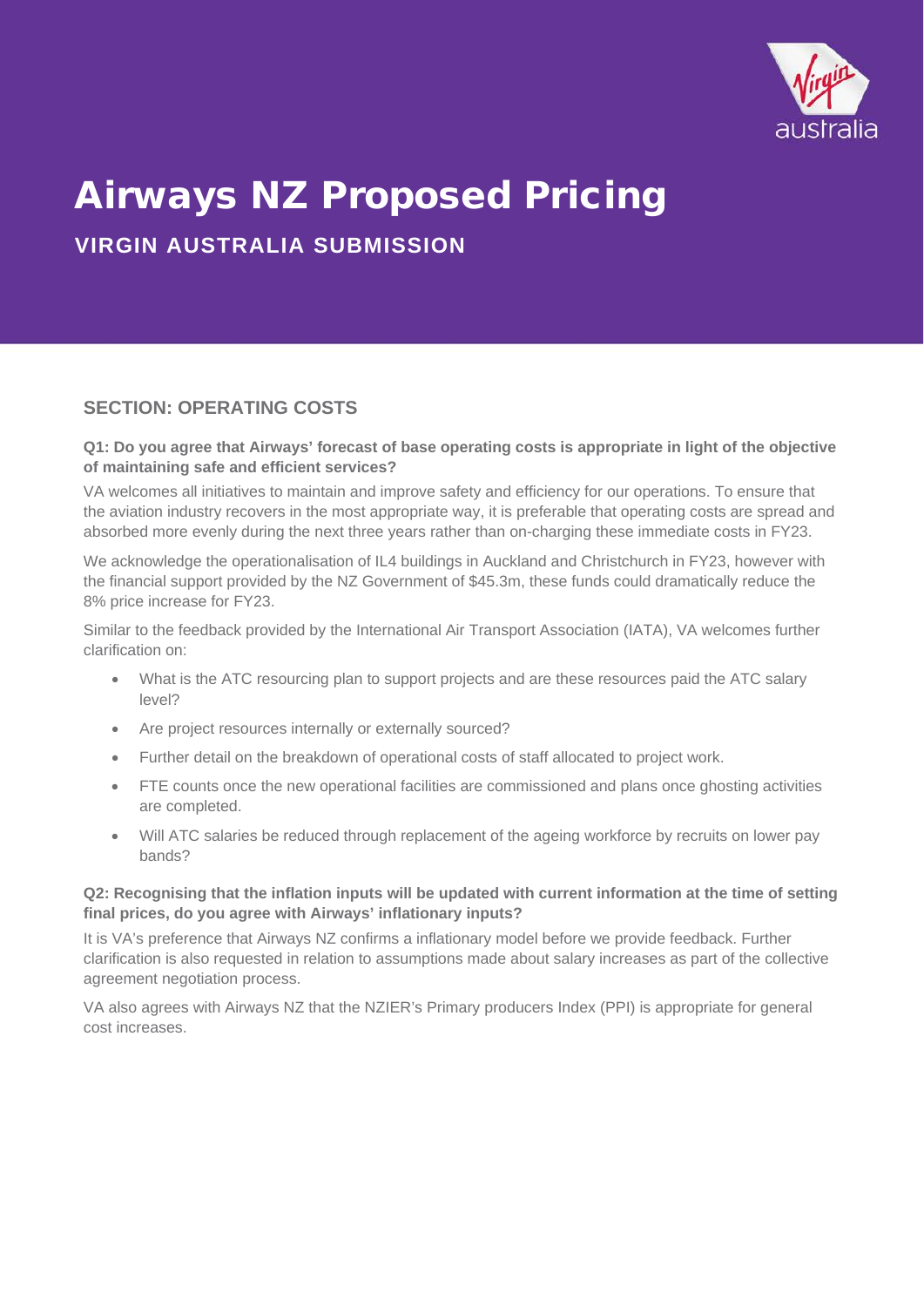# Airways NZ Proposed Pricing

## VIRGIN AUSTRALIA SUBMISSION

### SECTION: OPERATING COSTS

**Q1: Do you agree that Airways' forecast of base operating costs is appropriate in light of the objective of maintaining safe and efficient services?**

VA welcomes all initiatives to maintain and improve safety and efficiency for our operations. To ensure that the aviation industry recovers in the most appropriate way, it is preferable that operating costs are spread and absorbed more evenly during the next three years rather than on-charging these immediate costs in FY23.

We acknowledge the operationalisation of IL4 buildings in Auckland and Christchurch in FY23, however with the financial support provided by the NZ Government of $45.3m, these funds could dramatically reduce the 8% price increase for FY23.

Similar to the feedback provided by the International Air Transport Association (IATA), VA welcomes further clarification on:

- What is the ATC resourcing plan to support projects and are these resources paid the ATC salary level?
- Are project resources internally or externally sourced?
- Further detail on the breakdown of operational costs of staff allocated to project work.
- FTE counts once the new operational facilities are commissioned and plans once ghosting activities are completed.
- Will ATC salaries be reduced through replacement of the ageing workforce by recruits on lower pay bands?

**Q2: Recognising that the inflation inputs will be updated with current information at the time of setting final prices, do you agree with Airways' inflationary inputs?**

It is VA's preference that Airways NZ confirms a inflationary model before we provide feedback. Further clarification is also requested in relation to assumptions made about salary increases as part of the collective agreement negotiation process.

VA also agrees with Airways NZ that the NZIER's Primary producers Index (PPI) is appropriate for general cost increases.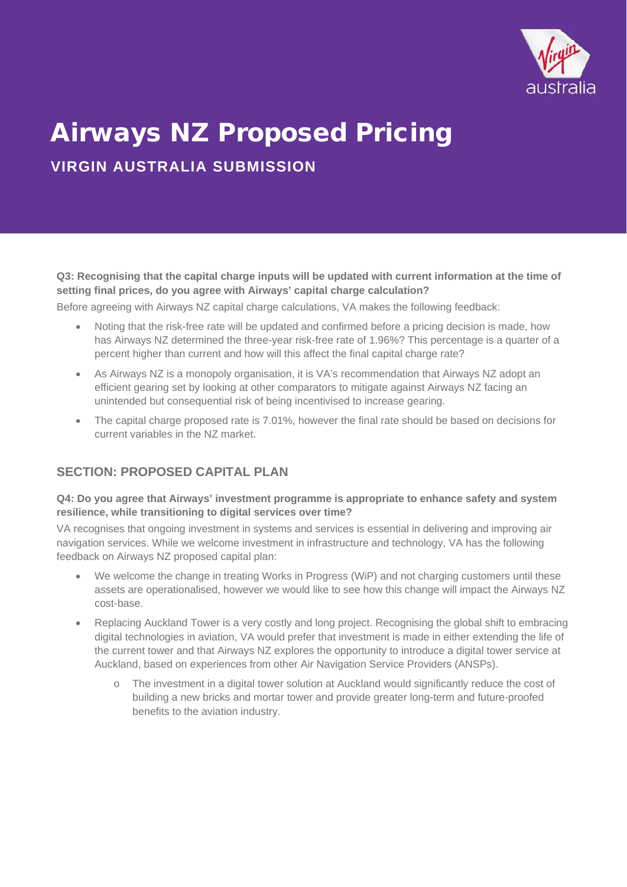# Airways NZ Proposed Pricing

## VIRGIN AUSTRALIA SUBMISSION

**Q3: Recognising that the capital charge inputs will be updated with current information at the time of setting final prices, do you agree with Airways' capital charge calculation?**

Before agreeing with Airways NZ capital charge calculations, VA makes the following feedback:

- Noting that the risk-free rate will be updated and confirmed before a pricing decision is made, how has Airways NZ determined the three-year risk-free rate of 1.96%? This percentage is a quarter of a percent higher than current and how will this affect the final capital charge rate?
- As Airways NZ is a monopoly organisation, it is VA's recommendation that Airways NZ adopt an efficient gearing set by looking at other comparators to mitigate against Airways NZ facing an unintended but consequential risk of being incentivised to increase gearing.
- The capital charge proposed rate is 7.01%, however the final rate should be based on decisions for current variables in the NZ market.

## SECTION: PROPOSED CAPITAL PLAN

**Q4: Do you agree that Airways' investment programme is appropriate to enhance safety and system resilience, while transitioning to digital services over time?**

VA recognises that ongoing investment in systems and services is essential in delivering and improving air navigation services. While we welcome investment in infrastructure and technology, VA has the following feedback on Airways NZ proposed capital plan:

- We welcome the change in treating Works in Progress (WiP) and not charging customers until these assets are operationalised, however we would like to see how this change will impact the Airways NZ cost-base.
- Replacing Auckland Tower is a very costly and long project. Recognising the global shift to embracing digital technologies in aviation, VA would prefer that investment is made in either extending the life of the current tower and that Airways NZ explores the opportunity to introduce a digital tower service at Auckland, based on experiences from other Air Navigation Service Providers (ANSPs).
  - The investment in a digital tower solution at Auckland would significantly reduce the cost of building a new bricks and mortar tower and provide greater long-term and future-proofed benefits to the aviation industry.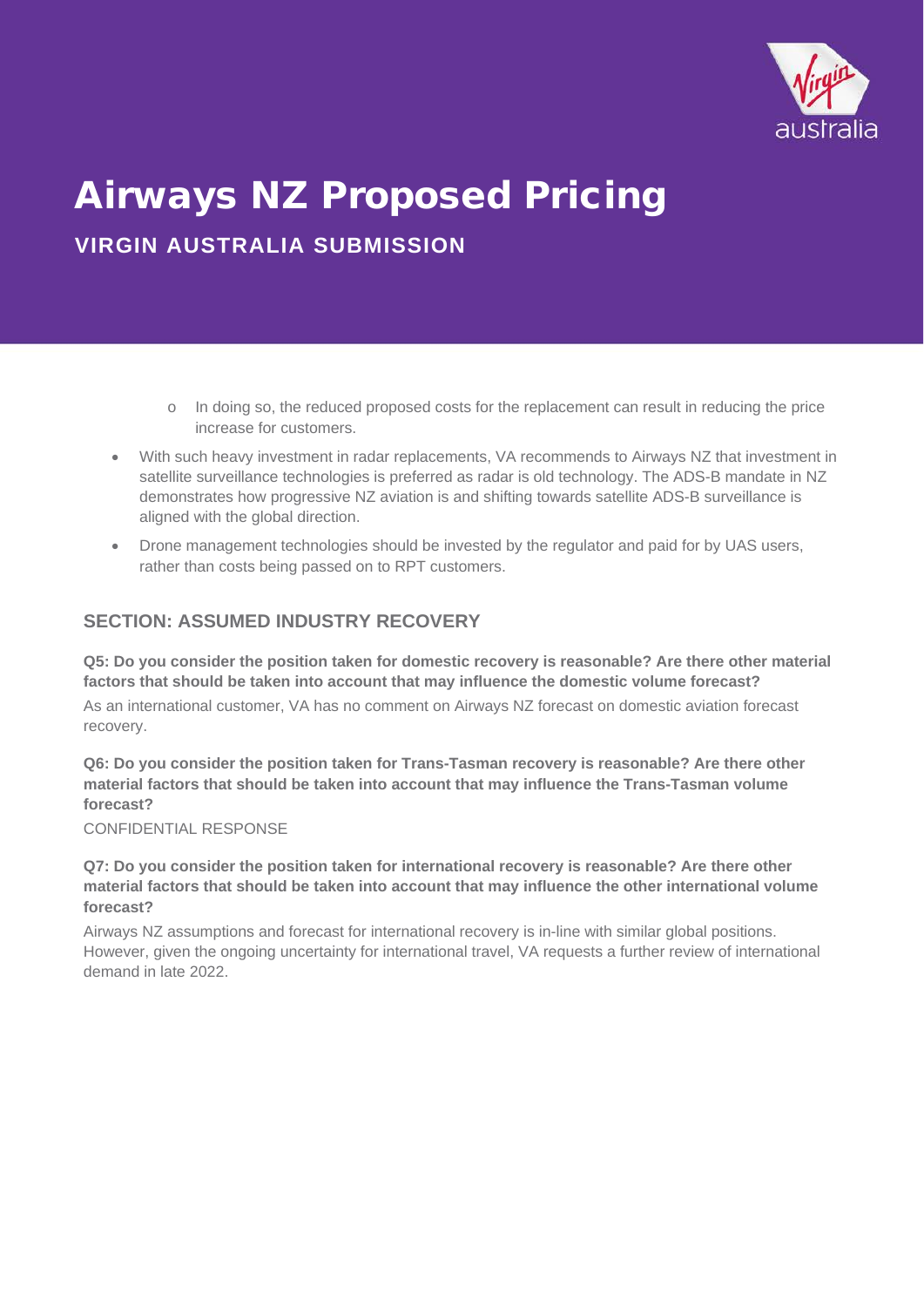- In doing so, the reduced proposed costs for the replacement can result in reducing the price increase for customers.
- With such heavy investment in radar replacements, VA recommends to Airways NZ that investment in satellite surveillance technologies is preferred as radar is old technology. The ADS-B mandate in NZ demonstrates how progressive NZ aviation is and shifting towards satellite ADS-B surveillance is aligned with the global direction.
- Drone management technologies should be invested by the regulator and paid for by UAS users, rather than costs being passed on to RPT customers.

## SECTION: ASSUMED INDUSTRY RECOVERY

**Q5: Do you consider the position taken for domestic recovery is reasonable? Are there other material factors that should be taken into account that may influence the domestic volume forecast?**

As an international customer, VA has no comment on Airways NZ forecast on domestic aviation forecast recovery.

**Q6: Do you consider the position taken for Trans-Tasman recovery is reasonable? Are there other material factors that should be taken into account that may influence the Trans-Tasman volume forecast?**

CONFIDENTIAL RESPONSE

**Q7: Do you consider the position taken for international recovery is reasonable? Are there other material factors that should be taken into account that may influence the other international volume forecast?**

Airways NZ assumptions and forecast for international recovery is in-line with similar global positions. However, given the ongoing uncertainty for international travel, VA requests a further review of international demand in late 2022.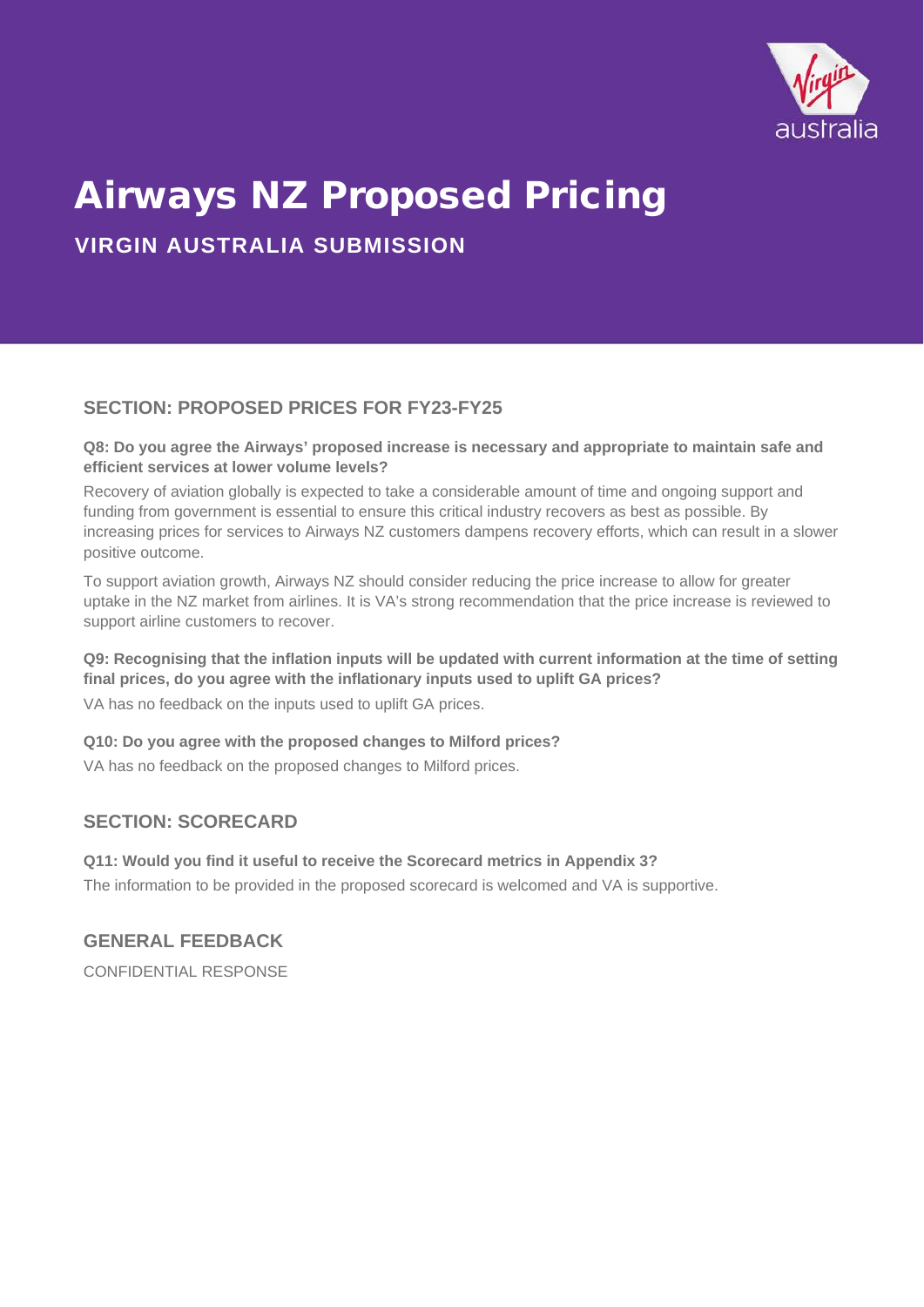# Airways NZ Proposed Pricing

## VIRGIN AUSTRALIA SUBMISSION

### SECTION: PROPOSED PRICES FOR FY23-FY25

**Q8: Do you agree the Airways' proposed increase is necessary and appropriate to maintain safe and efficient services at lower volume levels?**

Recovery of aviation globally is expected to take a considerable amount of time and ongoing support and funding from government is essential to ensure this critical industry recovers as best as possible. By increasing prices for services to Airways NZ customers dampens recovery efforts, which can result in a slower positive outcome.

To support aviation growth, Airways NZ should consider reducing the price increase to allow for greater uptake in the NZ market from airlines. It is VA's strong recommendation that the price increase is reviewed to support airline customers to recover.

**Q9: Recognising that the inflation inputs will be updated with current information at the time of setting final prices, do you agree with the inflationary inputs used to uplift GA prices?**

VA has no feedback on the inputs used to uplift GA prices.

**Q10: Do you agree with the proposed changes to Milford prices?**

VA has no feedback on the proposed changes to Milford prices.

### SECTION: SCORECARD

**Q11: Would you find it useful to receive the Scorecard metrics in Appendix 3?**

The information to be provided in the proposed scorecard is welcomed and VA is supportive.

### GENERAL FEEDBACK

CONFIDENTIAL RESPONSE